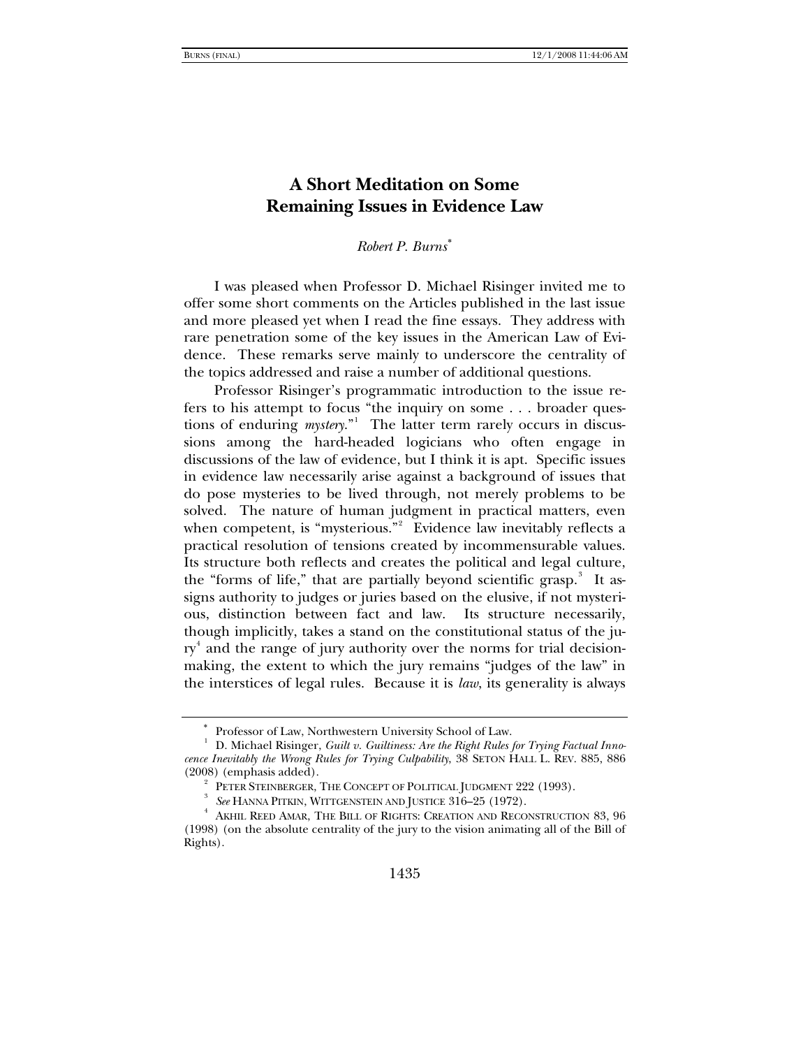# A Short Meditation on Some Remaining Issues in Evidence Law

*Robert P. Burns*[*]

I was pleased when Professor D. Michael Risinger invited me to offer some short comments on the Articles published in the last issue and more pleased yet when I read the fine essays. They address with rare penetration some of the key issues in the American Law of Evidence. These remarks serve mainly to underscore the centrality of the topics addressed and raise a number of additional questions.

Professor Risinger's programmatic introduction to the issue refers to his attempt to focus "the inquiry on some . . . broader questions of enduring *mystery*."[1] The latter term rarely occurs in discussions among the hard-headed logicians who often engage in discussions of the law of evidence, but I think it is apt. Specific issues in evidence law necessarily arise against a background of issues that do pose mysteries to be lived through, not merely problems to be solved. The nature of human judgment in practical matters, even when competent, is "mysterious."[2] Evidence law inevitably reflects a practical resolution of tensions created by incommensurable values. Its structure both reflects and creates the political and legal culture, the "forms of life," that are partially beyond scientific grasp.[3] It assigns authority to judges or juries based on the elusive, if not mysterious, distinction between fact and law. Its structure necessarily, though implicitly, takes a stand on the constitutional status of the jury[4] and the range of jury authority over the norms for trial decision-making, the extent to which the jury remains "judges of the law" in the interstices of legal rules. Because it is *law*, its generality is always

---

[*] Professor of Law, Northwestern University School of Law.

[1] D. Michael Risinger, *Guilt v. Guiltiness: Are the Right Rules for Trying Factual Innocence Inevitably the Wrong Rules for Trying Culpability*, 38 SETON HALL L. REV. 885, 886 (2008) (emphasis added).

[2] PETER STEINBERGER, THE CONCEPT OF POLITICAL JUDGMENT 222 (1993).

[3] *See* HANNA PITKIN, WITTGENSTEIN AND JUSTICE 316–25 (1972).

[4] AKHIL REED AMAR, THE BILL OF RIGHTS: CREATION AND RECONSTRUCTION 83, 96 (1998) (on the absolute centrality of the jury to the vision animating all of the Bill of Rights).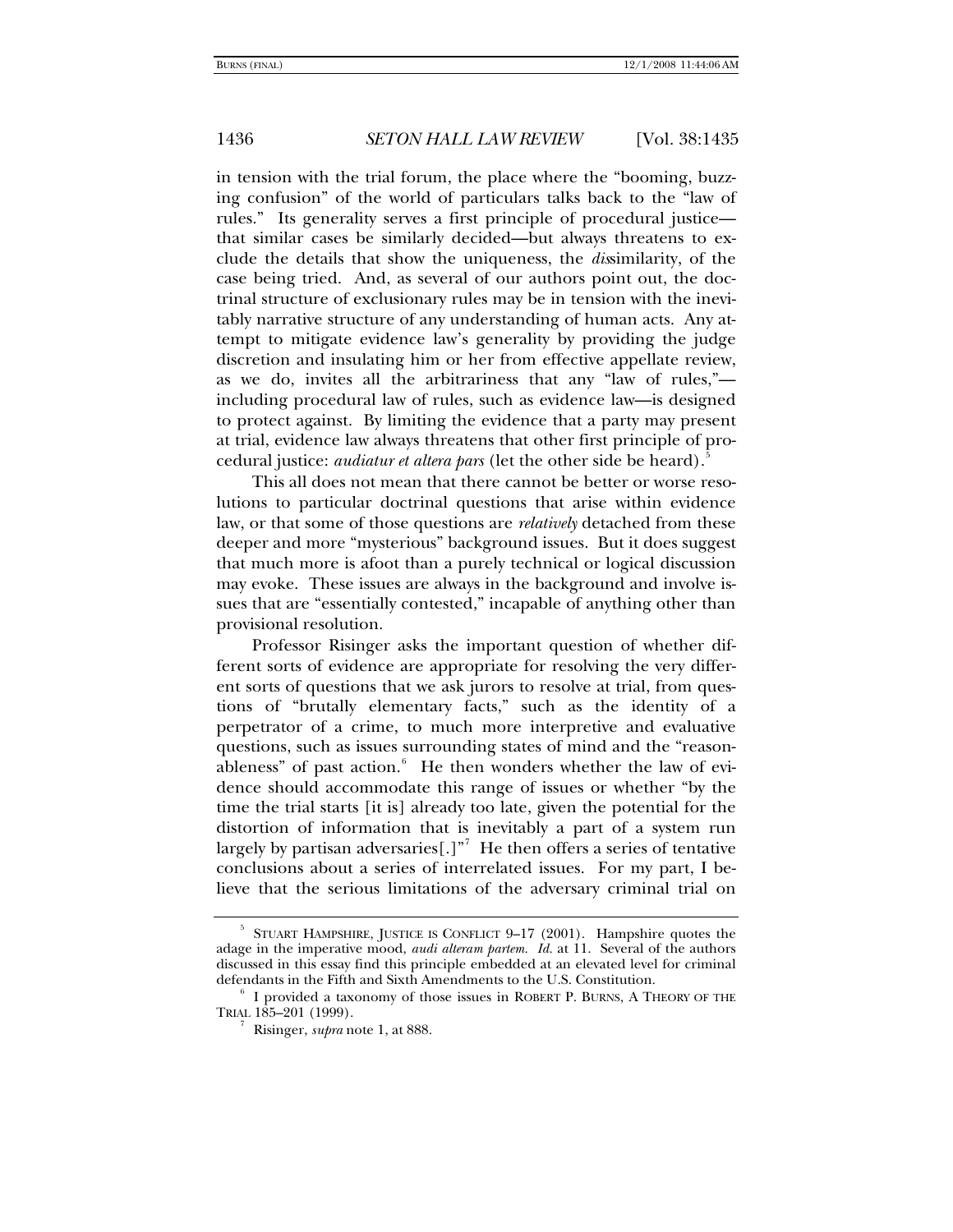in tension with the trial forum, the place where the "booming, buzzing confusion" of the world of particulars talks back to the "law of rules." Its generality serves a first principle of procedural justice—that similar cases be similarly decided—but always threatens to exclude the details that show the uniqueness, the *dis*similarity, of the case being tried. And, as several of our authors point out, the doctrinal structure of exclusionary rules may be in tension with the inevitably narrative structure of any understanding of human acts. Any attempt to mitigate evidence law's generality by providing the judge discretion and insulating him or her from effective appellate review, as we do, invites all the arbitrariness that any "law of rules,"—including procedural law of rules, such as evidence law—is designed to protect against. By limiting the evidence that a party may present at trial, evidence law always threatens that other first principle of procedural justice: *audiatur et altera pars* (let the other side be heard).[5]

This all does not mean that there cannot be better or worse resolutions to particular doctrinal questions that arise within evidence law, or that some of those questions are *relatively* detached from these deeper and more "mysterious" background issues. But it does suggest that much more is afoot than a purely technical or logical discussion may evoke. These issues are always in the background and involve issues that are "essentially contested," incapable of anything other than provisional resolution.

Professor Risinger asks the important question of whether different sorts of evidence are appropriate for resolving the very different sorts of questions that we ask jurors to resolve at trial, from questions of "brutally elementary facts," such as the identity of a perpetrator of a crime, to much more interpretive and evaluative questions, such as issues surrounding states of mind and the "reasonableness" of past action.[6] He then wonders whether the law of evidence should accommodate this range of issues or whether "by the time the trial starts [it is] already too late, given the potential for the distortion of information that is inevitably a part of a system run largely by partisan adversaries[.]"[7] He then offers a series of tentative conclusions about a series of interrelated issues. For my part, I believe that the serious limitations of the adversary criminal trial on

---

[5] STUART HAMPSHIRE, JUSTICE IS CONFLICT 9–17 (2001). Hampshire quotes the adage in the imperative mood, *audi alteram partem*. *Id.* at 11. Several of the authors discussed in this essay find this principle embedded at an elevated level for criminal defendants in the Fifth and Sixth Amendments to the U.S. Constitution.

[6] I provided a taxonomy of those issues in ROBERT P. BURNS, A THEORY OF THE TRIAL 185–201 (1999).

[7] Risinger, *supra* note 1, at 888.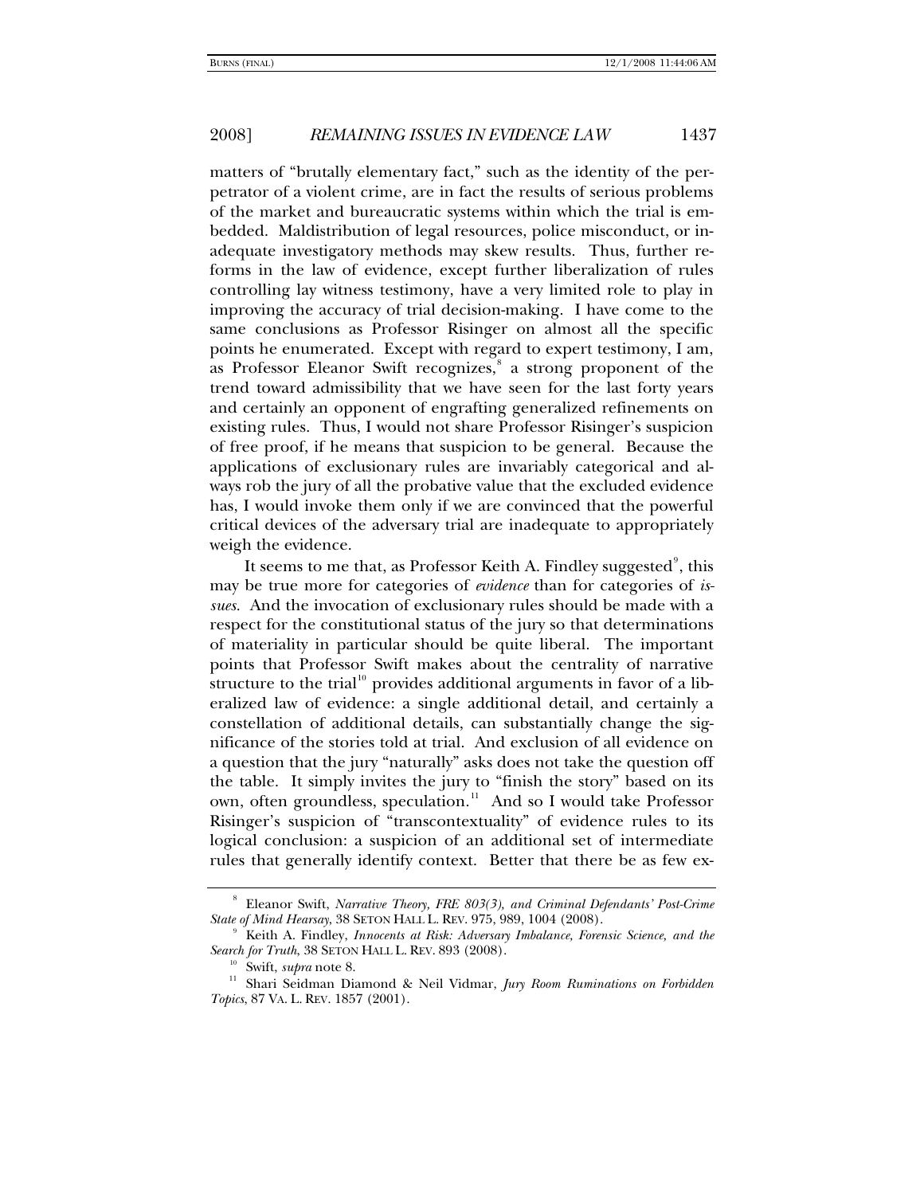matters of "brutally elementary fact," such as the identity of the perpetrator of a violent crime, are in fact the results of serious problems of the market and bureaucratic systems within which the trial is embedded. Maldistribution of legal resources, police misconduct, or inadequate investigatory methods may skew results. Thus, further reforms in the law of evidence, except further liberalization of rules controlling lay witness testimony, have a very limited role to play in improving the accuracy of trial decision-making. I have come to the same conclusions as Professor Risinger on almost all the specific points he enumerated. Except with regard to expert testimony, I am, as Professor Eleanor Swift recognizes,[8] a strong proponent of the trend toward admissibility that we have seen for the last forty years and certainly an opponent of engrafting generalized refinements on existing rules. Thus, I would not share Professor Risinger's suspicion of free proof, if he means that suspicion to be general. Because the applications of exclusionary rules are invariably categorical and always rob the jury of all the probative value that the excluded evidence has, I would invoke them only if we are convinced that the powerful critical devices of the adversary trial are inadequate to appropriately weigh the evidence.

It seems to me that, as Professor Keith A. Findley suggested[9], this may be true more for categories of *evidence* than for categories of *issues*. And the invocation of exclusionary rules should be made with a respect for the constitutional status of the jury so that determinations of materiality in particular should be quite liberal. The important points that Professor Swift makes about the centrality of narrative structure to the trial[10] provides additional arguments in favor of a liberalized law of evidence: a single additional detail, and certainly a constellation of additional details, can substantially change the significance of the stories told at trial. And exclusion of all evidence on a question that the jury "naturally" asks does not take the question off the table. It simply invites the jury to "finish the story" based on its own, often groundless, speculation.[11] And so I would take Professor Risinger's suspicion of "transcontextuality" of evidence rules to its logical conclusion: a suspicion of an additional set of intermediate rules that generally identify context. Better that there be as few ex-

---

[8] Eleanor Swift, *Narrative Theory, FRE 803(3), and Criminal Defendants' Post-Crime State of Mind Hearsay*, 38 SETON HALL L. REV. 975, 989, 1004 (2008).

[9] Keith A. Findley, *Innocents at Risk: Adversary Imbalance, Forensic Science, and the Search for Truth*, 38 SETON HALL L. REV. 893 (2008).

[10] Swift, *supra* note 8.

[11] Shari Seidman Diamond & Neil Vidmar, *Jury Room Ruminations on Forbidden Topics*, 87 VA. L. REV. 1857 (2001).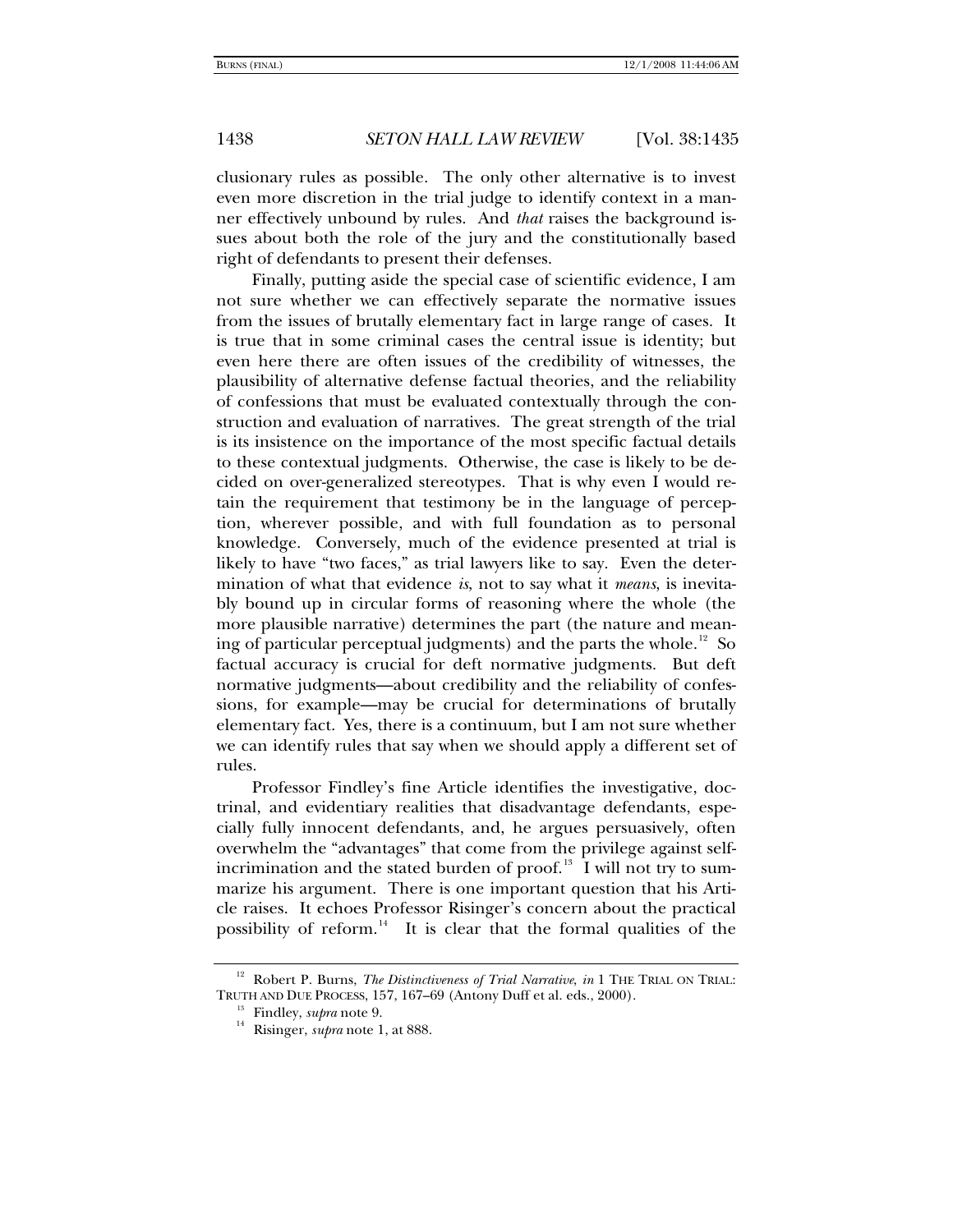clusionary rules as possible. The only other alternative is to invest even more discretion in the trial judge to identify context in a manner effectively unbound by rules. And *that* raises the background issues about both the role of the jury and the constitutionally based right of defendants to present their defenses.

Finally, putting aside the special case of scientific evidence, I am not sure whether we can effectively separate the normative issues from the issues of brutally elementary fact in large range of cases. It is true that in some criminal cases the central issue is identity; but even here there are often issues of the credibility of witnesses, the plausibility of alternative defense factual theories, and the reliability of confessions that must be evaluated contextually through the construction and evaluation of narratives. The great strength of the trial is its insistence on the importance of the most specific factual details to these contextual judgments. Otherwise, the case is likely to be decided on over-generalized stereotypes. That is why even I would retain the requirement that testimony be in the language of perception, wherever possible, and with full foundation as to personal knowledge. Conversely, much of the evidence presented at trial is likely to have "two faces," as trial lawyers like to say. Even the determination of what that evidence *is*, not to say what it *means*, is inevitably bound up in circular forms of reasoning where the whole (the more plausible narrative) determines the part (the nature and meaning of particular perceptual judgments) and the parts the whole.[12] So factual accuracy is crucial for deft normative judgments. But deft normative judgments—about credibility and the reliability of confessions, for example—may be crucial for determinations of brutally elementary fact. Yes, there is a continuum, but I am not sure whether we can identify rules that say when we should apply a different set of rules.

Professor Findley's fine Article identifies the investigative, doctrinal, and evidentiary realities that disadvantage defendants, especially fully innocent defendants, and, he argues persuasively, often overwhelm the "advantages" that come from the privilege against self-incrimination and the stated burden of proof.[13] I will not try to summarize his argument. There is one important question that his Article raises. It echoes Professor Risinger's concern about the practical possibility of reform.[14] It is clear that the formal qualities of the

---

[12] Robert P. Burns, *The Distinctiveness of Trial Narrative*, *in* 1 THE TRIAL ON TRIAL: TRUTH AND DUE PROCESS, 157, 167–69 (Antony Duff et al. eds., 2000).

[13] Findley, *supra* note 9.

[14] Risinger, *supra* note 1, at 888.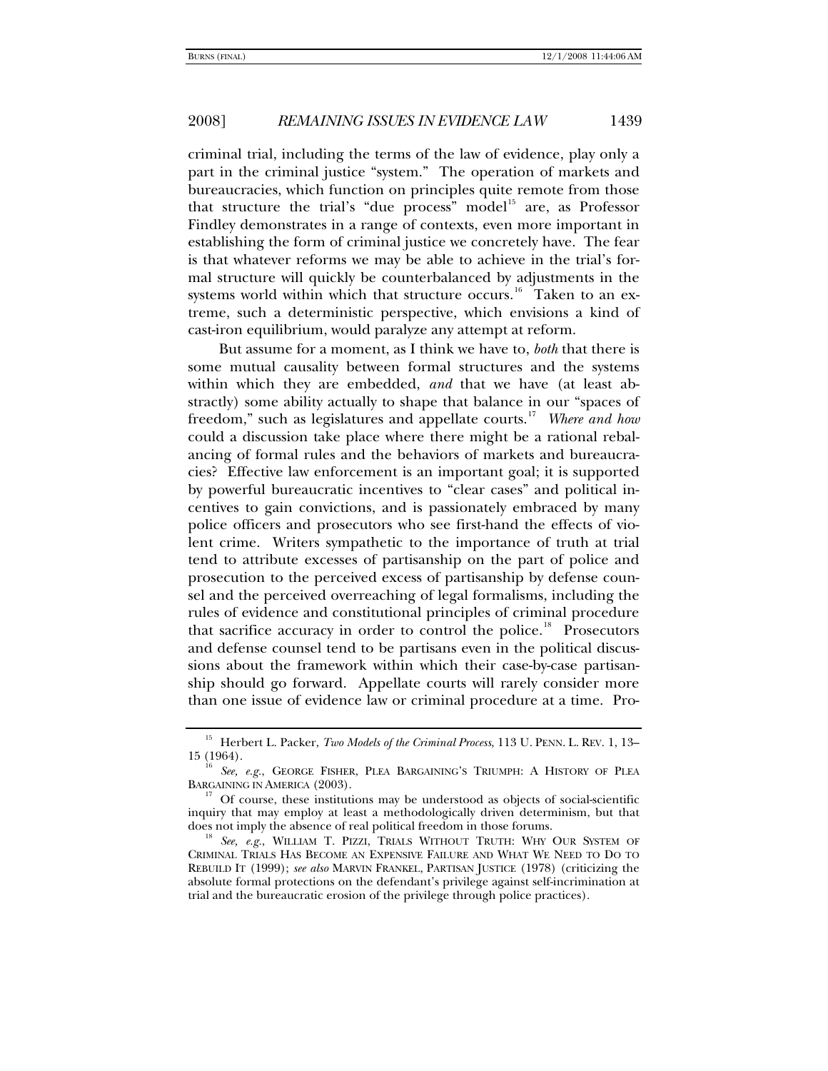criminal trial, including the terms of the law of evidence, play only a part in the criminal justice "system." The operation of markets and bureaucracies, which function on principles quite remote from those that structure the trial's "due process" model[15] are, as Professor Findley demonstrates in a range of contexts, even more important in establishing the form of criminal justice we concretely have. The fear is that whatever reforms we may be able to achieve in the trial's formal structure will quickly be counterbalanced by adjustments in the systems world within which that structure occurs.[16] Taken to an extreme, such a deterministic perspective, which envisions a kind of cast-iron equilibrium, would paralyze any attempt at reform.

But assume for a moment, as I think we have to, *both* that there is some mutual causality between formal structures and the systems within which they are embedded, *and* that we have (at least abstractly) some ability actually to shape that balance in our "spaces of freedom," such as legislatures and appellate courts.[17] *Where and how* could a discussion take place where there might be a rational rebalancing of formal rules and the behaviors of markets and bureaucracies? Effective law enforcement is an important goal; it is supported by powerful bureaucratic incentives to "clear cases" and political incentives to gain convictions, and is passionately embraced by many police officers and prosecutors who see first-hand the effects of violent crime. Writers sympathetic to the importance of truth at trial tend to attribute excesses of partisanship on the part of police and prosecution to the perceived excess of partisanship by defense counsel and the perceived overreaching of legal formalisms, including the rules of evidence and constitutional principles of criminal procedure that sacrifice accuracy in order to control the police.[18] Prosecutors and defense counsel tend to be partisans even in the political discussions about the framework within which their case-by-case partisanship should go forward. Appellate courts will rarely consider more than one issue of evidence law or criminal procedure at a time. Pro-

---

[15] Herbert L. Packer, *Two Models of the Criminal Process*, 113 U. PENN. L. REV. 1, 13–15 (1964).

[16] *See, e.g.*, GEORGE FISHER, PLEA BARGAINING'S TRIUMPH: A HISTORY OF PLEA BARGAINING IN AMERICA (2003).

[17] Of course, these institutions may be understood as objects of social-scientific inquiry that may employ at least a methodologically driven determinism, but that does not imply the absence of real political freedom in those forums.

[18] *See, e.g.*, WILLIAM T. PIZZI, TRIALS WITHOUT TRUTH: WHY OUR SYSTEM OF CRIMINAL TRIALS HAS BECOME AN EXPENSIVE FAILURE AND WHAT WE NEED TO DO TO REBUILD IT (1999); *see also* MARVIN FRANKEL, PARTISAN JUSTICE (1978) (criticizing the absolute formal protections on the defendant's privilege against self-incrimination at trial and the bureaucratic erosion of the privilege through police practices).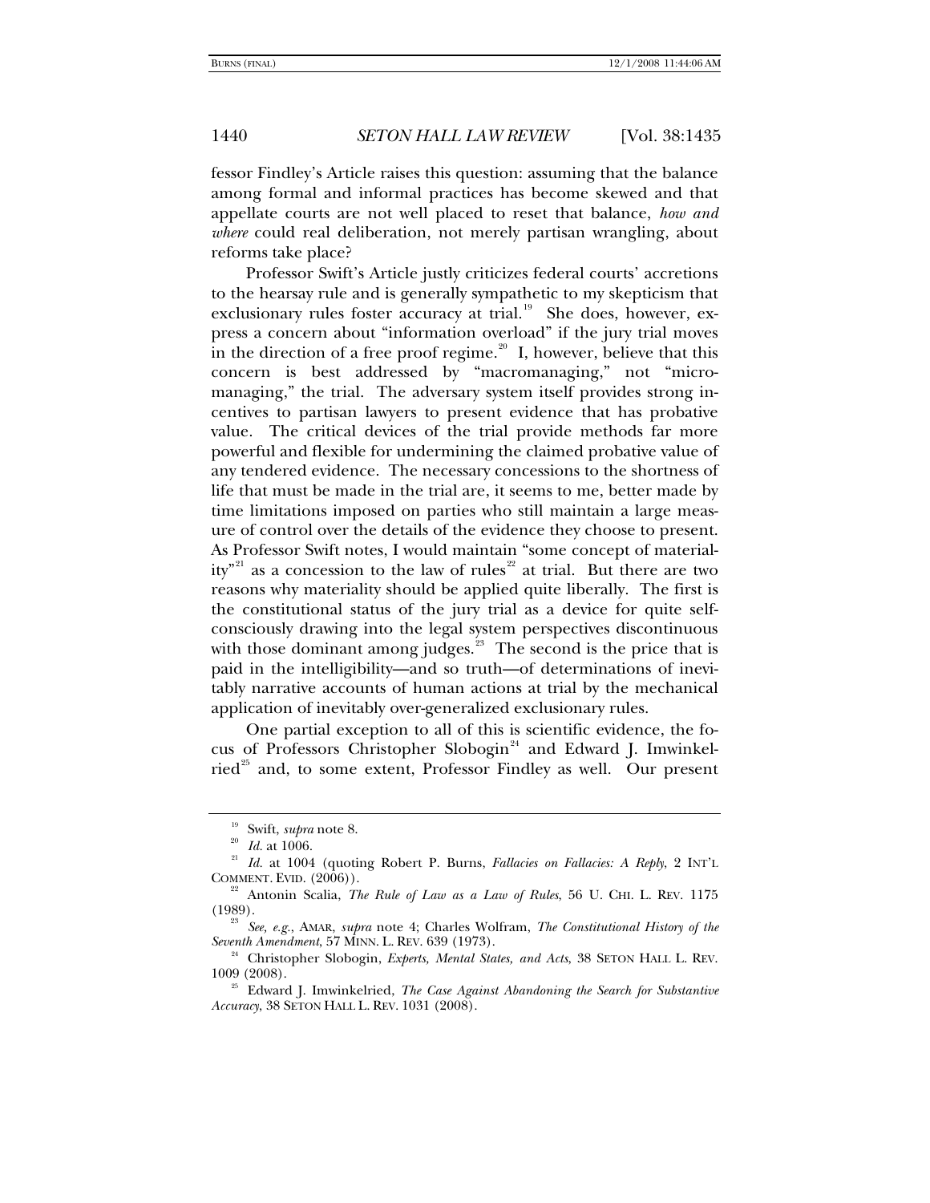fessor Findley's Article raises this question: assuming that the balance among formal and informal practices has become skewed and that appellate courts are not well placed to reset that balance, *how and where* could real deliberation, not merely partisan wrangling, about reforms take place?

Professor Swift's Article justly criticizes federal courts' accretions to the hearsay rule and is generally sympathetic to my skepticism that exclusionary rules foster accuracy at trial.[19] She does, however, express a concern about "information overload" if the jury trial moves in the direction of a free proof regime.[20] I, however, believe that this concern is best addressed by "macromanaging," not "micromanaging," the trial. The adversary system itself provides strong incentives to partisan lawyers to present evidence that has probative value. The critical devices of the trial provide methods far more powerful and flexible for undermining the claimed probative value of any tendered evidence. The necessary concessions to the shortness of life that must be made in the trial are, it seems to me, better made by time limitations imposed on parties who still maintain a large measure of control over the details of the evidence they choose to present. As Professor Swift notes, I would maintain "some concept of materiality"[21] as a concession to the law of rules[22] at trial. But there are two reasons why materiality should be applied quite liberally. The first is the constitutional status of the jury trial as a device for quite self-consciously drawing into the legal system perspectives discontinuous with those dominant among judges.[23] The second is the price that is paid in the intelligibility—and so truth—of determinations of inevitably narrative accounts of human actions at trial by the mechanical application of inevitably over-generalized exclusionary rules.

One partial exception to all of this is scientific evidence, the focus of Professors Christopher Slobogin[24] and Edward J. Imwinkelried[25] and, to some extent, Professor Findley as well. Our present

---

[19] Swift, *supra* note 8.

[20] *Id.* at 1006.

[21] *Id.* at 1004 (quoting Robert P. Burns, *Fallacies on Fallacies: A Reply*, 2 INT'L COMMENT. EVID. (2006)).

[22] Antonin Scalia, *The Rule of Law as a Law of Rules*, 56 U. CHI. L. REV. 1175 (1989).

[23] *See, e.g.*, AMAR, *supra* note 4; Charles Wolfram, *The Constitutional History of the Seventh Amendment*, 57 MINN. L. REV. 639 (1973).

[24] Christopher Slobogin, *Experts, Mental States, and Acts*, 38 SETON HALL L. REV. 1009 (2008).

[25] Edward J. Imwinkelried, *The Case Against Abandoning the Search for Substantive Accuracy*, 38 SETON HALL L. REV. 1031 (2008).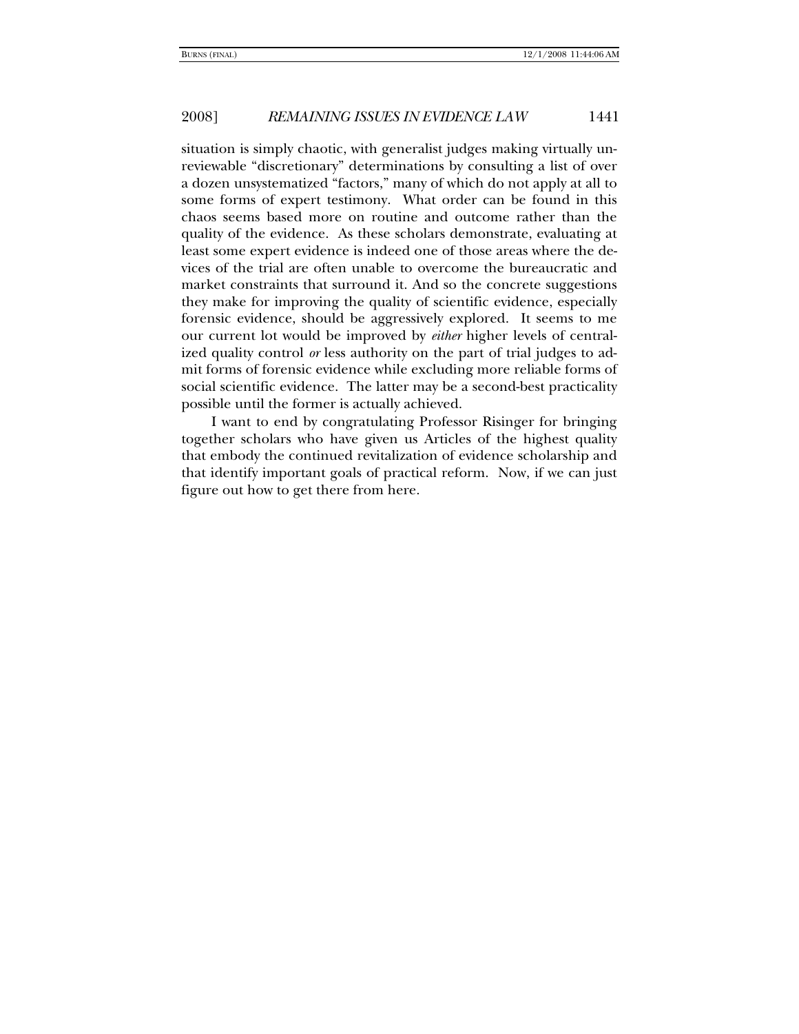situation is simply chaotic, with generalist judges making virtually unreviewable "discretionary" determinations by consulting a list of over a dozen unsystematized "factors," many of which do not apply at all to some forms of expert testimony. What order can be found in this chaos seems based more on routine and outcome rather than the quality of the evidence. As these scholars demonstrate, evaluating at least some expert evidence is indeed one of those areas where the devices of the trial are often unable to overcome the bureaucratic and market constraints that surround it. And so the concrete suggestions they make for improving the quality of scientific evidence, especially forensic evidence, should be aggressively explored. It seems to me our current lot would be improved by *either* higher levels of centralized quality control *or* less authority on the part of trial judges to admit forms of forensic evidence while excluding more reliable forms of social scientific evidence. The latter may be a second-best practicality possible until the former is actually achieved.

I want to end by congratulating Professor Risinger for bringing together scholars who have given us Articles of the highest quality that embody the continued revitalization of evidence scholarship and that identify important goals of practical reform. Now, if we can just figure out how to get there from here.